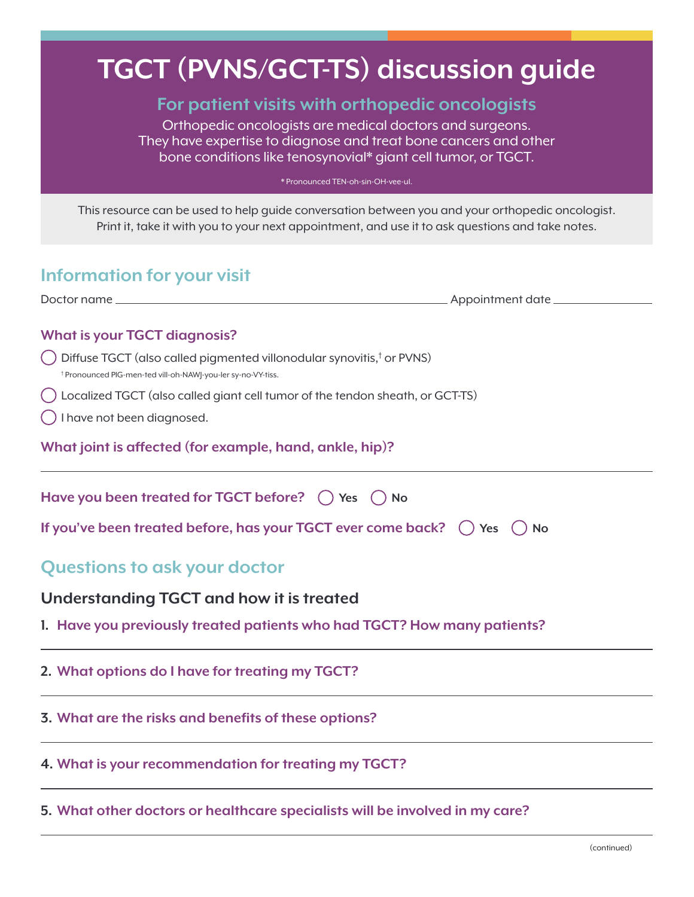# TGCT (PVNS/GCT-TS) discussion guide

## For patient visits with orthopedic oncologists

Orthopedic oncologists are medical doctors and surgeons. They have expertise to diagnose and treat bone cancers and other bone conditions like tenosynovial* giant cell tumor, or TGCT.

* Pronounced TEN-oh-sin-OH-vee-ul.

This resource can be used to help guide conversation between you and your orthopedic oncologist. Print it, take it with you to your next appointment, and use it to ask questions and take notes.

## Information for your visit

Doctor name \_\_\_\_\_\_\_\_\_\_\_\_\_\_\_\_\_\_\_\_\_\_\_\_\_\_\_\_\_\_\_\_ Appointment date \_\_\_\_\_\_\_\_\_\_\_\_\_\_\_\_

### What is your TGCT diagnosis?

- ◯ Diffuse TGCT (also called pigmented villonodular synovitis,† or PVNS)
  † Pronounced PIG-men-ted vill-oh-NAWJ-you-ler sy-no-VY-tiss.
- ◯ Localized TGCT (also called giant cell tumor of the tendon sheath, or GCT-TS)
- ◯ I have not been diagnosed.

### What joint is affected (for example, hand, ankle, hip)?

\_\_\_\_\_\_\_\_\_\_\_\_\_\_\_\_\_\_\_\_\_\_\_\_\_\_\_\_\_\_\_\_\_\_\_\_\_\_\_\_\_\_\_\_\_\_\_\_

**Have you been treated for TGCT before?** ◯ Yes ◯ No

**If you've been treated before, has your TGCT ever come back?** ◯ Yes ◯ No

## Questions to ask your doctor

### Understanding TGCT and how it is treated

1. **Have you previously treated patients who had TGCT? How many patients?**

   \_\_\_\_\_\_\_\_\_\_\_\_\_\_\_\_\_\_\_\_\_\_\_\_\_\_\_\_\_\_\_\_\_\_\_\_\_\_\_\_\_\_\_\_\_\_\_\_

2. **What options do I have for treating my TGCT?**

   \_\_\_\_\_\_\_\_\_\_\_\_\_\_\_\_\_\_\_\_\_\_\_\_\_\_\_\_\_\_\_\_\_\_\_\_\_\_\_\_\_\_\_\_\_\_\_\_

3. **What are the risks and benefits of these options?**

   \_\_\_\_\_\_\_\_\_\_\_\_\_\_\_\_\_\_\_\_\_\_\_\_\_\_\_\_\_\_\_\_\_\_\_\_\_\_\_\_\_\_\_\_\_\_\_\_

4. **What is your recommendation for treating my TGCT?**

   \_\_\_\_\_\_\_\_\_\_\_\_\_\_\_\_\_\_\_\_\_\_\_\_\_\_\_\_\_\_\_\_\_\_\_\_\_\_\_\_\_\_\_\_\_\_\_\_

5. **What other doctors or healthcare specialists will be involved in my care?**

   \_\_\_\_\_\_\_\_\_\_\_\_\_\_\_\_\_\_\_\_\_\_\_\_\_\_\_\_\_\_\_\_\_\_\_\_\_\_\_\_\_\_\_\_\_\_\_\_

(continued)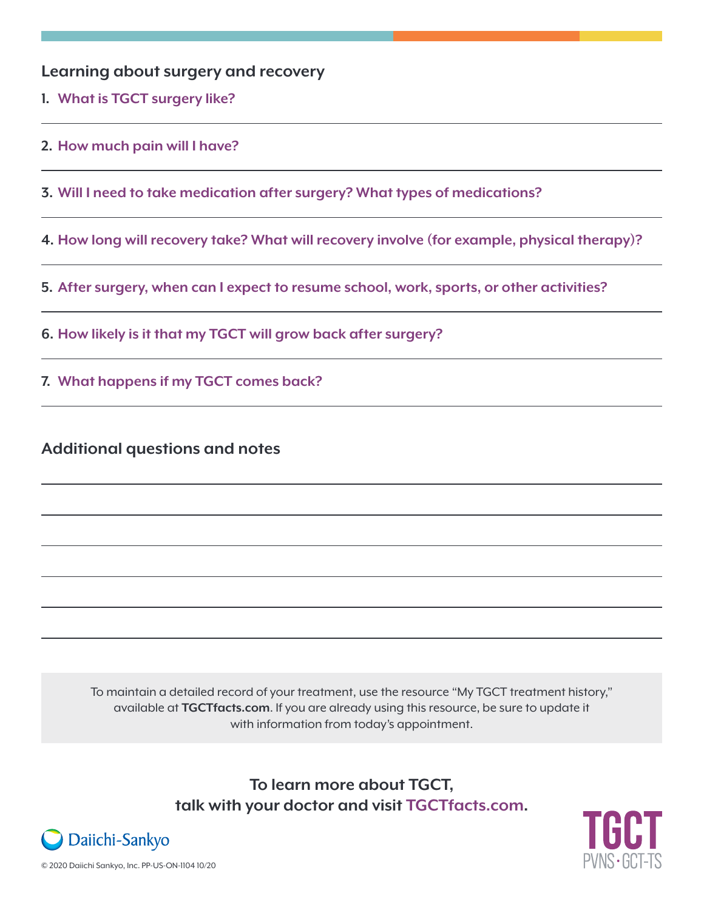## Learning about surgery and recovery

1. **What is TGCT surgery like?**
2. **How much pain will I have?**
3. **Will I need to take medication after surgery? What types of medications?**
4. **How long will recovery take? What will recovery involve (for example, physical therapy)?**
5. **After surgery, when can I expect to resume school, work, sports, or other activities?**
6. **How likely is it that my TGCT will grow back after surgery?**
7. **What happens if my TGCT comes back?**

## Additional questions and notes

To maintain a detailed record of your treatment, use the resource “My TGCT treatment history,” available at **TGCTfacts.com**. If you are already using this resource, be sure to update it with information from today’s appointment.

**To learn more about TGCT, talk with your doctor and visit TGCTfacts.com.**

Daiichi-Sankyo

TGCT
PVNS · GCT-TS

© 2020 Daiichi Sankyo, Inc. PP-US-ON-1104 10/20